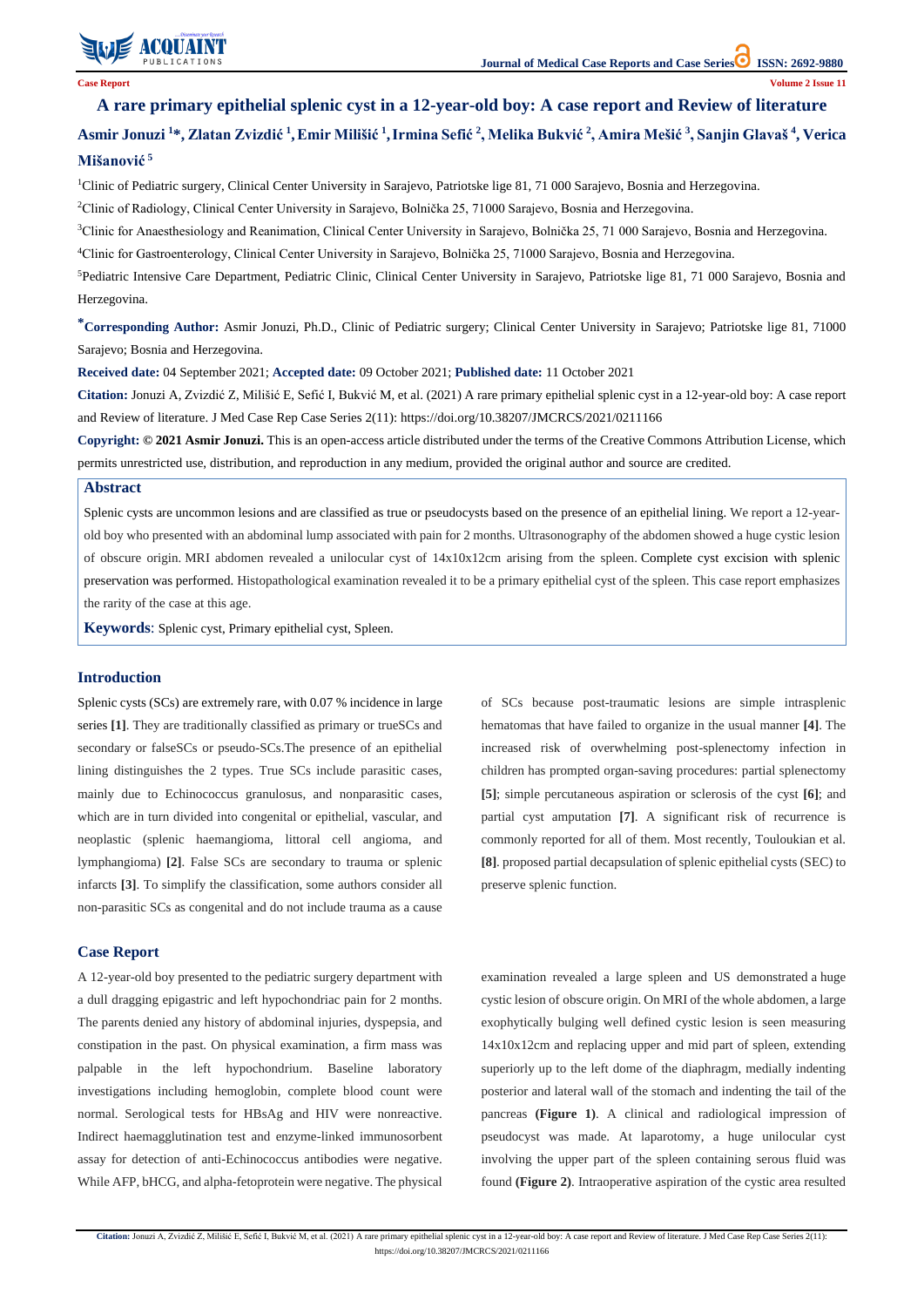# A rare primary epithelial splenic cyst in a 12-year-old boy: A case report and Review of literature

**Asmir Jonuzi [1]*, Zlatan Zvizdić [1], Emir Milišić [1], Irmina Sefić [2], Melika Bukvić [2], Amira Mešić [3], Sanjin Glavaš [4], Verica Mišanović [5]**

[1]Clinic of Pediatric surgery, Clinical Center University in Sarajevo, Patriotske lige 81, 71 000 Sarajevo, Bosnia and Herzegovina.

[2]Clinic of Radiology, Clinical Center University in Sarajevo, Bolnička 25, 71000 Sarajevo, Bosnia and Herzegovina.

[3]Clinic for Anaesthesiology and Reanimation, Clinical Center University in Sarajevo, Bolnička 25, 71 000 Sarajevo, Bosnia and Herzegovina.

[4]Clinic for Gastroenterology, Clinical Center University in Sarajevo, Bolnička 25, 71000 Sarajevo, Bosnia and Herzegovina.

[5]Pediatric Intensive Care Department, Pediatric Clinic, Clinical Center University in Sarajevo, Patriotske lige 81, 71 000 Sarajevo, Bosnia and Herzegovina.

***Corresponding Author:** Asmir Jonuzi, Ph.D., Clinic of Pediatric surgery; Clinical Center University in Sarajevo; Patriotske lige 81, 71000 Sarajevo; Bosnia and Herzegovina.

**Received date:** 04 September 2021; **Accepted date:** 09 October 2021; **Published date:** 11 October 2021

**Citation:** Jonuzi A, Zvizdić Z, Milišić E, Sefić I, Bukvić M, et al. (2021) A rare primary epithelial splenic cyst in a 12-year-old boy: A case report and Review of literature. J Med Case Rep Case Series 2(11): https://doi.org/10.38207/JMCRCS/2021/0211166

**Copyright: © 2021 Asmir Jonuzi.** This is an open-access article distributed under the terms of the Creative Commons Attribution License, which permits unrestricted use, distribution, and reproduction in any medium, provided the original author and source are credited.

## Abstract

Splenic cysts are uncommon lesions and are classified as true or pseudocysts based on the presence of an epithelial lining. We report a 12-year-old boy who presented with an abdominal lump associated with pain for 2 months. Ultrasonography of the abdomen showed a huge cystic lesion of obscure origin. MRI abdomen revealed a unilocular cyst of 14x10x12cm arising from the spleen. Complete cyst excision with splenic preservation was performed. Histopathological examination revealed it to be a primary epithelial cyst of the spleen. This case report emphasizes the rarity of the case at this age.

**Keywords**: Splenic cyst, Primary epithelial cyst, Spleen.

## Introduction

Splenic cysts (SCs) are extremely rare, with 0.07 % incidence in large series **[1]**. They are traditionally classified as primary or trueSCs and secondary or falseSCs or pseudo-SCs.The presence of an epithelial lining distinguishes the 2 types. True SCs include parasitic cases, mainly due to Echinococcus granulosus, and nonparasitic cases, which are in turn divided into congenital or epithelial, vascular, and neoplastic (splenic haemangioma, littoral cell angioma, and lymphangioma) **[2]**. False SCs are secondary to trauma or splenic infarcts **[3]**. To simplify the classification, some authors consider all non-parasitic SCs as congenital and do not include trauma as a cause of SCs because post-traumatic lesions are simple intrasplenic hematomas that have failed to organize in the usual manner **[4]**. The increased risk of overwhelming post-splenectomy infection in children has prompted organ-saving procedures: partial splenectomy **[5]**; simple percutaneous aspiration or sclerosis of the cyst **[6]**; and partial cyst amputation **[7]**. A significant risk of recurrence is commonly reported for all of them. Most recently, Touloukian et al. **[8]**. proposed partial decapsulation of splenic epithelial cysts (SEC) to preserve splenic function.

## Case Report

A 12-year-old boy presented to the pediatric surgery department with a dull dragging epigastric and left hypochondriac pain for 2 months. The parents denied any history of abdominal injuries, dyspepsia, and constipation in the past. On physical examination, a firm mass was palpable in the left hypochondrium. Baseline laboratory investigations including hemoglobin, complete blood count were normal. Serological tests for HBsAg and HIV were nonreactive. Indirect haemagglutination test and enzyme-linked immunosorbent assay for detection of anti-Echinococcus antibodies were negative. While AFP, bHCG, and alpha-fetoprotein were negative. The physical examination revealed a large spleen and US demonstrated a huge cystic lesion of obscure origin. On MRI of the whole abdomen, a large exophytically bulging well defined cystic lesion is seen measuring 14x10x12cm and replacing upper and mid part of spleen, extending superiorly up to the left dome of the diaphragm, medially indenting posterior and lateral wall of the stomach and indenting the tail of the pancreas **(Figure 1)**. A clinical and radiological impression of pseudocyst was made. At laparotomy, a huge unilocular cyst involving the upper part of the spleen containing serous fluid was found **(Figure 2)**. Intraoperative aspiration of the cystic area resulted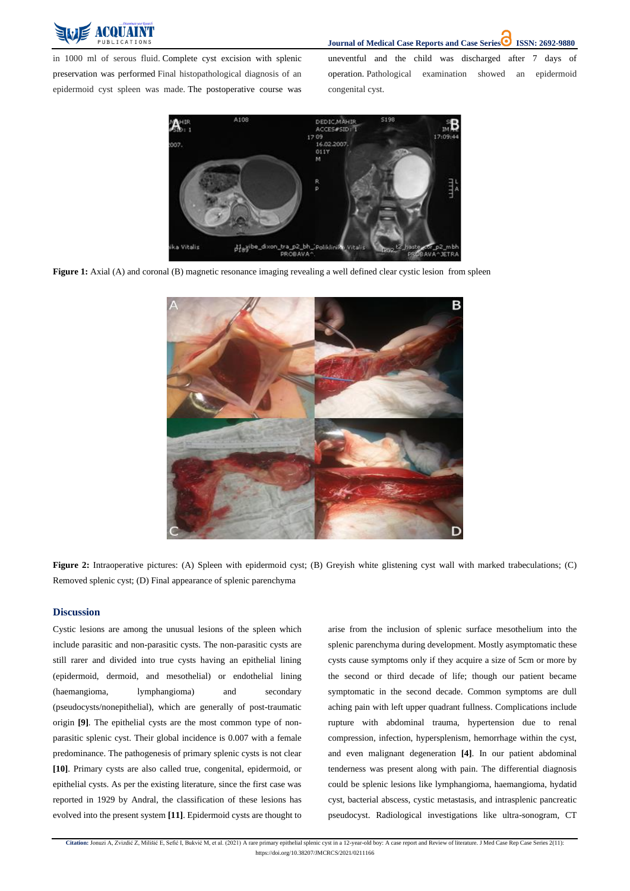in 1000 ml of serous fluid. Complete cyst excision with splenic preservation was performed Final histopathological diagnosis of an epidermoid cyst spleen was made. The postoperative course was uneventful and the child was discharged after 7 days of operation. Pathological examination showed an epidermoid congenital cyst.

**Figure 1:** Axial (A) and coronal (B) magnetic resonance imaging revealing a well defined clear cystic lesion from spleen

**Figure 2:** Intraoperative pictures: (A) Spleen with epidermoid cyst; (B) Greyish white glistening cyst wall with marked trabeculations; (C) Removed splenic cyst; (D) Final appearance of splenic parenchyma

## Discussion

Cystic lesions are among the unusual lesions of the spleen which include parasitic and non-parasitic cysts. The non-parasitic cysts are still rarer and divided into true cysts having an epithelial lining (epidermoid, dermoid, and mesothelial) or endothelial lining (haemangioma, lymphangioma) and secondary (pseudocysts/nonepithelial), which are generally of post-traumatic origin **[9]**. The epithelial cysts are the most common type of non-parasitic splenic cyst. Their global incidence is 0.007 with a female predominance. The pathogenesis of primary splenic cysts is not clear **[10]**. Primary cysts are also called true, congenital, epidermoid, or epithelial cysts. As per the existing literature, since the first case was reported in 1929 by Andral, the classification of these lesions has evolved into the present system **[11]**. Epidermoid cysts are thought to arise from the inclusion of splenic surface mesothelium into the splenic parenchyma during development. Mostly asymptomatic these cysts cause symptoms only if they acquire a size of 5cm or more by the second or third decade of life; though our patient became symptomatic in the second decade. Common symptoms are dull aching pain with left upper quadrant fullness. Complications include rupture with abdominal trauma, hypertension due to renal compression, infection, hypersplenism, hemorrhage within the cyst, and even malignant degeneration **[4]**. In our patient abdominal tenderness was present along with pain. The differential diagnosis could be splenic lesions like lymphangioma, haemangioma, hydatid cyst, bacterial abscess, cystic metastasis, and intrasplenic pancreatic pseudocyst. Radiological investigations like ultra-sonogram, CT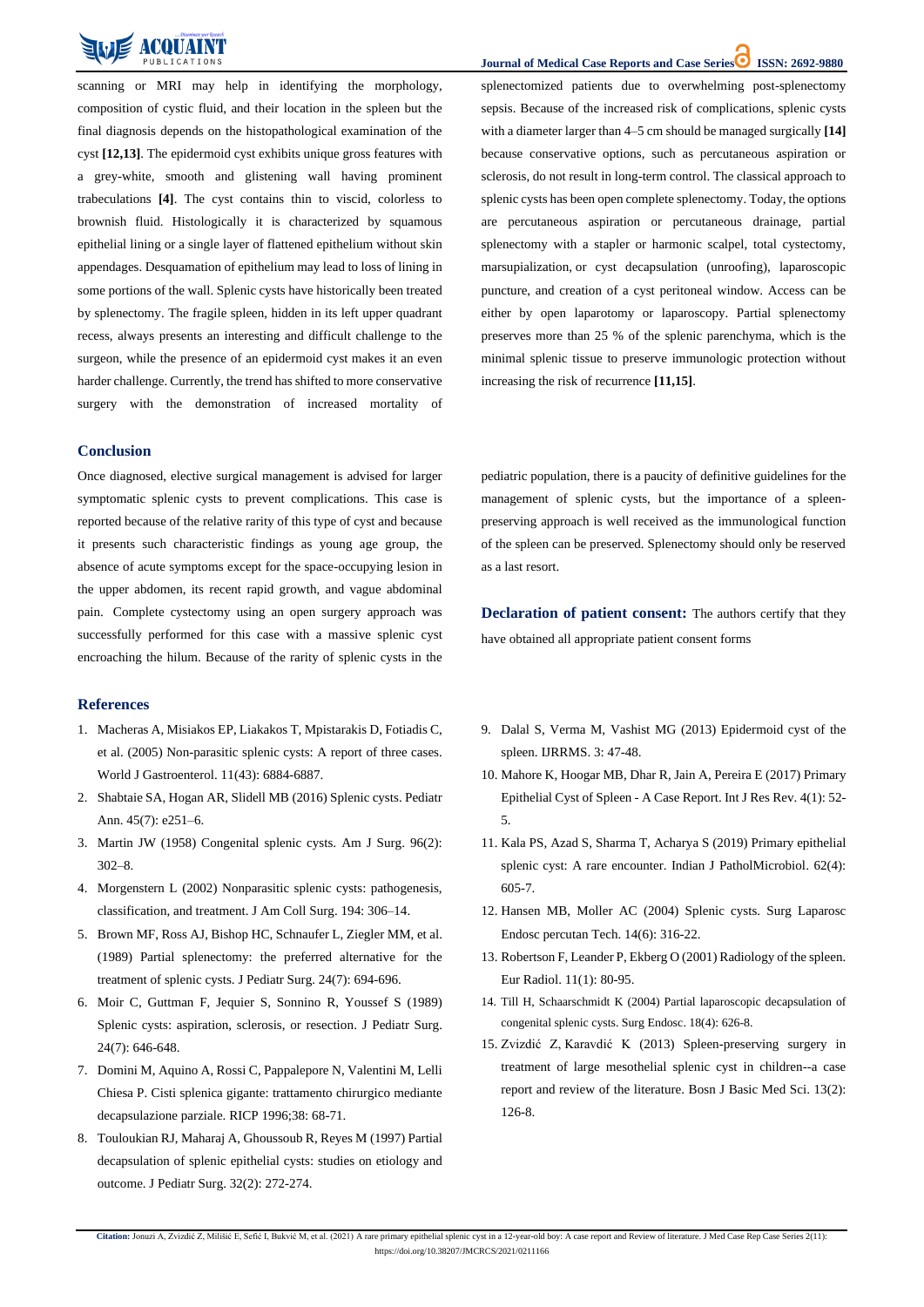scanning or MRI may help in identifying the morphology, composition of cystic fluid, and their location in the spleen but the final diagnosis depends on the histopathological examination of the cyst **[12,13]**. The epidermoid cyst exhibits unique gross features with a grey-white, smooth and glistening wall having prominent trabeculations **[4]**. The cyst contains thin to viscid, colorless to brownish fluid. Histologically it is characterized by squamous epithelial lining or a single layer of flattened epithelium without skin appendages. Desquamation of epithelium may lead to loss of lining in some portions of the wall. Splenic cysts have historically been treated by splenectomy. The fragile spleen, hidden in its left upper quadrant recess, always presents an interesting and difficult challenge to the surgeon, while the presence of an epidermoid cyst makes it an even harder challenge. Currently, the trend has shifted to more conservative surgery with the demonstration of increased mortality of splenectomized patients due to overwhelming post-splenectomy sepsis. Because of the increased risk of complications, splenic cysts with a diameter larger than 4–5 cm should be managed surgically **[14]** because conservative options, such as percutaneous aspiration or sclerosis, do not result in long-term control. The classical approach to splenic cysts has been open complete splenectomy. Today, the options are percutaneous aspiration or percutaneous drainage, partial splenectomy with a stapler or harmonic scalpel, total cystectomy, marsupialization, or cyst decapsulation (unroofing), laparoscopic puncture, and creation of a cyst peritoneal window. Access can be either by open laparotomy or laparoscopy. Partial splenectomy preserves more than 25 % of the splenic parenchyma, which is the minimal splenic tissue to preserve immunologic protection without increasing the risk of recurrence **[11,15]**.

## Conclusion

Once diagnosed, elective surgical management is advised for larger symptomatic splenic cysts to prevent complications. This case is reported because of the relative rarity of this type of cyst and because it presents such characteristic findings as young age group, the absence of acute symptoms except for the space-occupying lesion in the upper abdomen, its recent rapid growth, and vague abdominal pain. Complete cystectomy using an open surgery approach was successfully performed for this case with a massive splenic cyst encroaching the hilum. Because of the rarity of splenic cysts in the pediatric population, there is a paucity of definitive guidelines for the management of splenic cysts, but the importance of a spleen-preserving approach is well received as the immunological function of the spleen can be preserved. Splenectomy should only be reserved as a last resort.

**Declaration of patient consent:** The authors certify that they have obtained all appropriate patient consent forms

## References

1. Macheras A, Misiakos EP, Liakakos T, Mpistarakis D, Fotiadis C, et al. (2005) Non-parasitic splenic cysts: A report of three cases. World J Gastroenterol. 11(43): 6884-6887.
2. Shabtaie SA, Hogan AR, Slidell MB (2016) Splenic cysts. Pediatr Ann. 45(7): e251–6.
3. Martin JW (1958) Congenital splenic cysts. Am J Surg. 96(2): 302–8.
4. Morgenstern L (2002) Nonparasitic splenic cysts: pathogenesis, classification, and treatment. J Am Coll Surg. 194: 306–14.
5. Brown MF, Ross AJ, Bishop HC, Schnaufer L, Ziegler MM, et al. (1989) Partial splenectomy: the preferred alternative for the treatment of splenic cysts. J Pediatr Surg. 24(7): 694-696.
6. Moir C, Guttman F, Jequier S, Sonnino R, Youssef S (1989) Splenic cysts: aspiration, sclerosis, or resection. J Pediatr Surg. 24(7): 646-648.
7. Domini M, Aquino A, Rossi C, Pappalepore N, Valentini M, Lelli Chiesa P. Cisti splenica gigante: trattamento chirurgico mediante decapsulazione parziale. RICP 1996;38: 68-71.
8. Touloukian RJ, Maharaj A, Ghoussoub R, Reyes M (1997) Partial decapsulation of splenic epithelial cysts: studies on etiology and outcome. J Pediatr Surg. 32(2): 272-274.
9. Dalal S, Verma M, Vashist MG (2013) Epidermoid cyst of the spleen. IJRRMS. 3: 47-48.
10. Mahore K, Hoogar MB, Dhar R, Jain A, Pereira E (2017) Primary Epithelial Cyst of Spleen - A Case Report. Int J Res Rev. 4(1): 52-5.
11. Kala PS, Azad S, Sharma T, Acharya S (2019) Primary epithelial splenic cyst: A rare encounter. Indian J PatholMicrobiol. 62(4): 605-7.
12. Hansen MB, Moller AC (2004) Splenic cysts. Surg Laparosc Endosc percutan Tech. 14(6): 316-22.
13. Robertson F, Leander P, Ekberg O (2001) Radiology of the spleen. Eur Radiol. 11(1): 80-95.
14. Till H, Schaarschmidt K (2004) Partial laparoscopic decapsulation of congenital splenic cysts. Surg Endosc. 18(4): 626-8.
15. Zvizdić Z, Karavdić K (2013) Spleen-preserving surgery in treatment of large mesothelial splenic cyst in children--a case report and review of the literature. Bosn J Basic Med Sci. 13(2): 126-8.